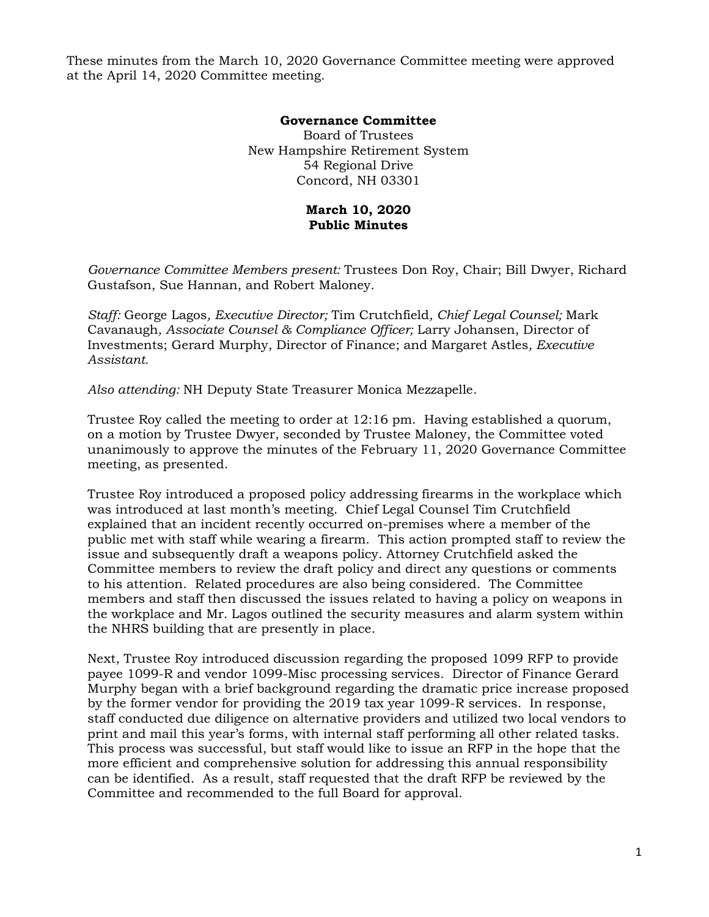These minutes from the March 10, 2020 Governance Committee meeting were approved at the April 14, 2020 Committee meeting.

**Governance Committee**
Board of Trustees
New Hampshire Retirement System
54 Regional Drive
Concord, NH 03301

**March 10, 2020**
**Public Minutes**

*Governance Committee Members present:* Trustees Don Roy, Chair; Bill Dwyer, Richard Gustafson, Sue Hannan, and Robert Maloney.

*Staff:* George Lagos*, Executive Director;* Tim Crutchfield*, Chief Legal Counsel;* Mark Cavanaugh*, Associate Counsel & Compliance Officer;* Larry Johansen, Director of Investments; Gerard Murphy, Director of Finance; and Margaret Astles*, Executive Assistant.*

*Also attending:* NH Deputy State Treasurer Monica Mezzapelle.

Trustee Roy called the meeting to order at 12:16 pm. Having established a quorum, on a motion by Trustee Dwyer, seconded by Trustee Maloney, the Committee voted unanimously to approve the minutes of the February 11, 2020 Governance Committee meeting, as presented.

Trustee Roy introduced a proposed policy addressing firearms in the workplace which was introduced at last month's meeting. Chief Legal Counsel Tim Crutchfield explained that an incident recently occurred on-premises where a member of the public met with staff while wearing a firearm. This action prompted staff to review the issue and subsequently draft a weapons policy. Attorney Crutchfield asked the Committee members to review the draft policy and direct any questions or comments to his attention. Related procedures are also being considered. The Committee members and staff then discussed the issues related to having a policy on weapons in the workplace and Mr. Lagos outlined the security measures and alarm system within the NHRS building that are presently in place.

Next, Trustee Roy introduced discussion regarding the proposed 1099 RFP to provide payee 1099-R and vendor 1099-Misc processing services. Director of Finance Gerard Murphy began with a brief background regarding the dramatic price increase proposed by the former vendor for providing the 2019 tax year 1099-R services. In response, staff conducted due diligence on alternative providers and utilized two local vendors to print and mail this year's forms, with internal staff performing all other related tasks. This process was successful, but staff would like to issue an RFP in the hope that the more efficient and comprehensive solution for addressing this annual responsibility can be identified. As a result, staff requested that the draft RFP be reviewed by the Committee and recommended to the full Board for approval.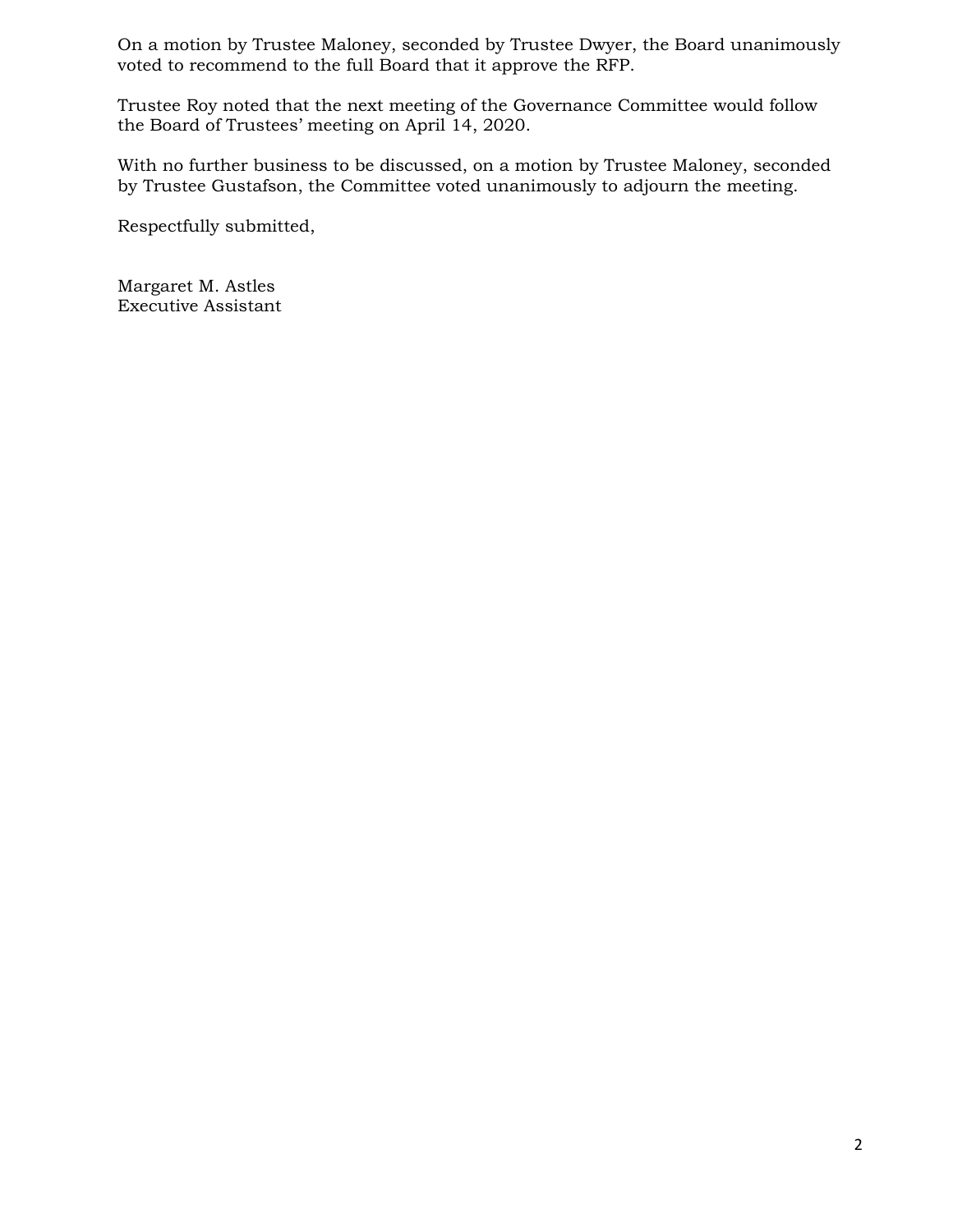On a motion by Trustee Maloney, seconded by Trustee Dwyer, the Board unanimously voted to recommend to the full Board that it approve the RFP.

Trustee Roy noted that the next meeting of the Governance Committee would follow the Board of Trustees' meeting on April 14, 2020.

With no further business to be discussed, on a motion by Trustee Maloney, seconded by Trustee Gustafson, the Committee voted unanimously to adjourn the meeting.

Respectfully submitted,

Margaret M. Astles  
Executive Assistant